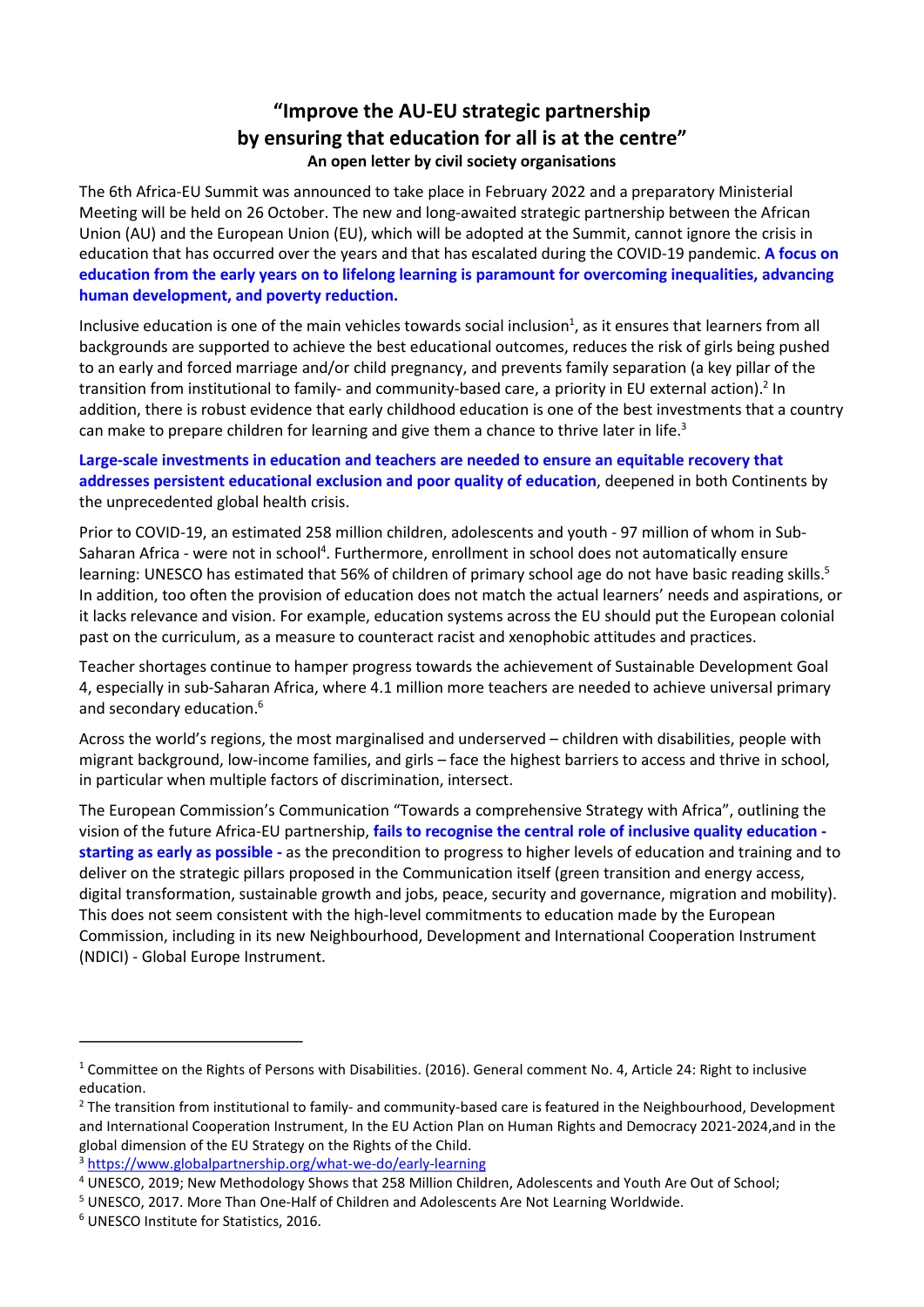# "Improve the AU-EU strategic partnership by ensuring that education for all is at the centre"

**An open letter by civil society organisations**

The 6th Africa-EU Summit was announced to take place in February 2022 and a preparatory Ministerial Meeting will be held on 26 October. The new and long-awaited strategic partnership between the African Union (AU) and the European Union (EU), which will be adopted at the Summit, cannot ignore the crisis in education that has occurred over the years and that has escalated during the COVID-19 pandemic. **A focus on education from the early years on to lifelong learning is paramount for overcoming inequalities, advancing human development, and poverty reduction.**

Inclusive education is one of the main vehicles towards social inclusion[1], as it ensures that learners from all backgrounds are supported to achieve the best educational outcomes, reduces the risk of girls being pushed to an early and forced marriage and/or child pregnancy, and prevents family separation (a key pillar of the transition from institutional to family- and community-based care, a priority in EU external action).[2] In addition, there is robust evidence that early childhood education is one of the best investments that a country can make to prepare children for learning and give them a chance to thrive later in life.[3]

**Large-scale investments in education and teachers are needed to ensure an equitable recovery that addresses persistent educational exclusion and poor quality of education**, deepened in both Continents by the unprecedented global health crisis.

Prior to COVID-19, an estimated 258 million children, adolescents and youth - 97 million of whom in Sub-Saharan Africa - were not in school[4]. Furthermore, enrollment in school does not automatically ensure learning: UNESCO has estimated that 56% of children of primary school age do not have basic reading skills.[5] In addition, too often the provision of education does not match the actual learners' needs and aspirations, or it lacks relevance and vision. For example, education systems across the EU should put the European colonial past on the curriculum, as a measure to counteract racist and xenophobic attitudes and practices.

Teacher shortages continue to hamper progress towards the achievement of Sustainable Development Goal 4, especially in sub-Saharan Africa, where 4.1 million more teachers are needed to achieve universal primary and secondary education.[6]

Across the world's regions, the most marginalised and underserved – children with disabilities, people with migrant background, low-income families, and girls – face the highest barriers to access and thrive in school, in particular when multiple factors of discrimination, intersect.

The European Commission's Communication "Towards a comprehensive Strategy with Africa", outlining the vision of the future Africa-EU partnership, **fails to recognise the central role of inclusive quality education - starting as early as possible -** as the precondition to progress to higher levels of education and training and to deliver on the strategic pillars proposed in the Communication itself (green transition and energy access, digital transformation, sustainable growth and jobs, peace, security and governance, migration and mobility). This does not seem consistent with the high-level commitments to education made by the European Commission, including in its new Neighbourhood, Development and International Cooperation Instrument (NDICI) - Global Europe Instrument.

---

[1] Committee on the Rights of Persons with Disabilities. (2016). General comment No. 4, Article 24: Right to inclusive education.

[2] The transition from institutional to family- and community-based care is featured in the Neighbourhood, Development and International Cooperation Instrument, In the EU Action Plan on Human Rights and Democracy 2021-2024,and in the global dimension of the EU Strategy on the Rights of the Child.

[3] https://www.globalpartnership.org/what-we-do/early-learning

[4] UNESCO, 2019; New Methodology Shows that 258 Million Children, Adolescents and Youth Are Out of School;

[5] UNESCO, 2017. More Than One-Half of Children and Adolescents Are Not Learning Worldwide.

[6] UNESCO Institute for Statistics, 2016.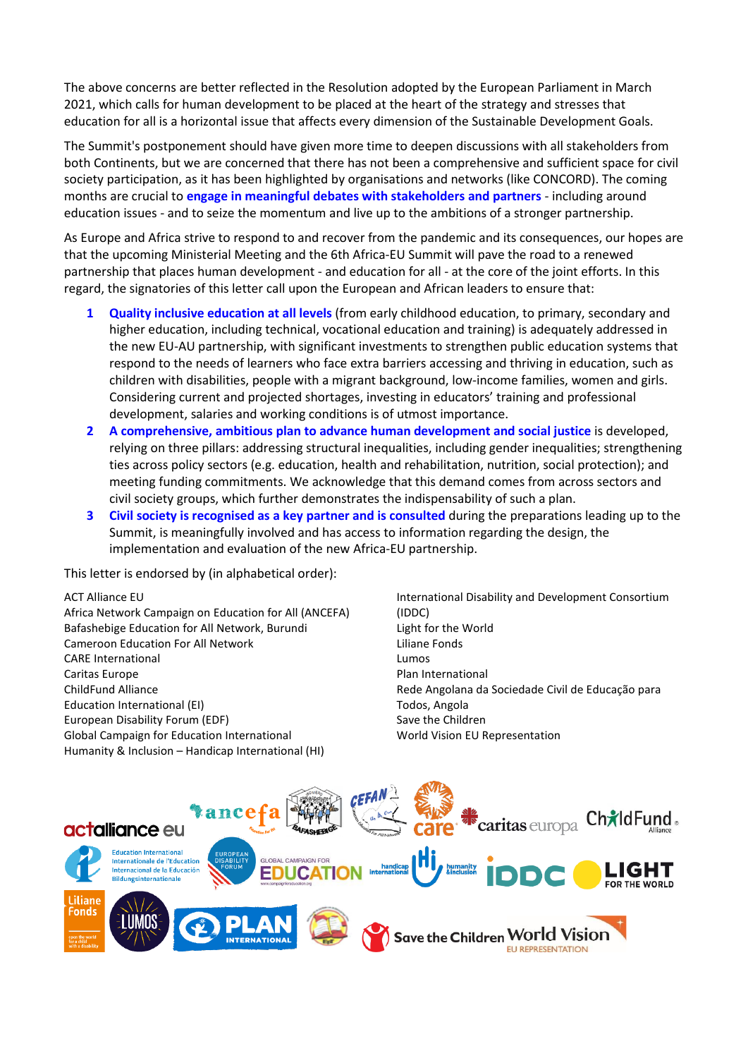The above concerns are better reflected in the Resolution adopted by the European Parliament in March 2021, which calls for human development to be placed at the heart of the strategy and stresses that education for all is a horizontal issue that affects every dimension of the Sustainable Development Goals.

The Summit's postponement should have given more time to deepen discussions with all stakeholders from both Continents, but we are concerned that there has not been a comprehensive and sufficient space for civil society participation, as it has been highlighted by organisations and networks (like CONCORD). The coming months are crucial to **engage in meaningful debates with stakeholders and partners** - including around education issues - and to seize the momentum and live up to the ambitions of a stronger partnership.

As Europe and Africa strive to respond to and recover from the pandemic and its consequences, our hopes are that the upcoming Ministerial Meeting and the 6th Africa-EU Summit will pave the road to a renewed partnership that places human development - and education for all - at the core of the joint efforts. In this regard, the signatories of this letter call upon the European and African leaders to ensure that:

1. **Quality inclusive education at all levels** (from early childhood education, to primary, secondary and higher education, including technical, vocational education and training) is adequately addressed in the new EU-AU partnership, with significant investments to strengthen public education systems that respond to the needs of learners who face extra barriers accessing and thriving in education, such as children with disabilities, people with a migrant background, low-income families, women and girls. Considering current and projected shortages, investing in educators' training and professional development, salaries and working conditions is of utmost importance.
2. **A comprehensive, ambitious plan to advance human development and social justice** is developed, relying on three pillars: addressing structural inequalities, including gender inequalities; strengthening ties across policy sectors (e.g. education, health and rehabilitation, nutrition, social protection); and meeting funding commitments. We acknowledge that this demand comes from across sectors and civil society groups, which further demonstrates the indispensability of such a plan.
3. **Civil society is recognised as a key partner and is consulted** during the preparations leading up to the Summit, is meaningfully involved and has access to information regarding the design, the implementation and evaluation of the new Africa-EU partnership.

This letter is endorsed by (in alphabetical order):

ACT Alliance EU
Africa Network Campaign on Education for All (ANCEFA)
Bafashebige Education for All Network, Burundi
Cameroon Education For All Network
CARE International
Caritas Europe
ChildFund Alliance
Education International (EI)
European Disability Forum (EDF)
Global Campaign for Education International
Humanity & Inclusion – Handicap International (HI)
International Disability and Development Consortium (IDDC)
Light for the World
Liliane Fonds
Lumos
Plan International
Rede Angolana da Sociedade Civil de Educação para Todos, Angola
Save the Children
World Vision EU Representation